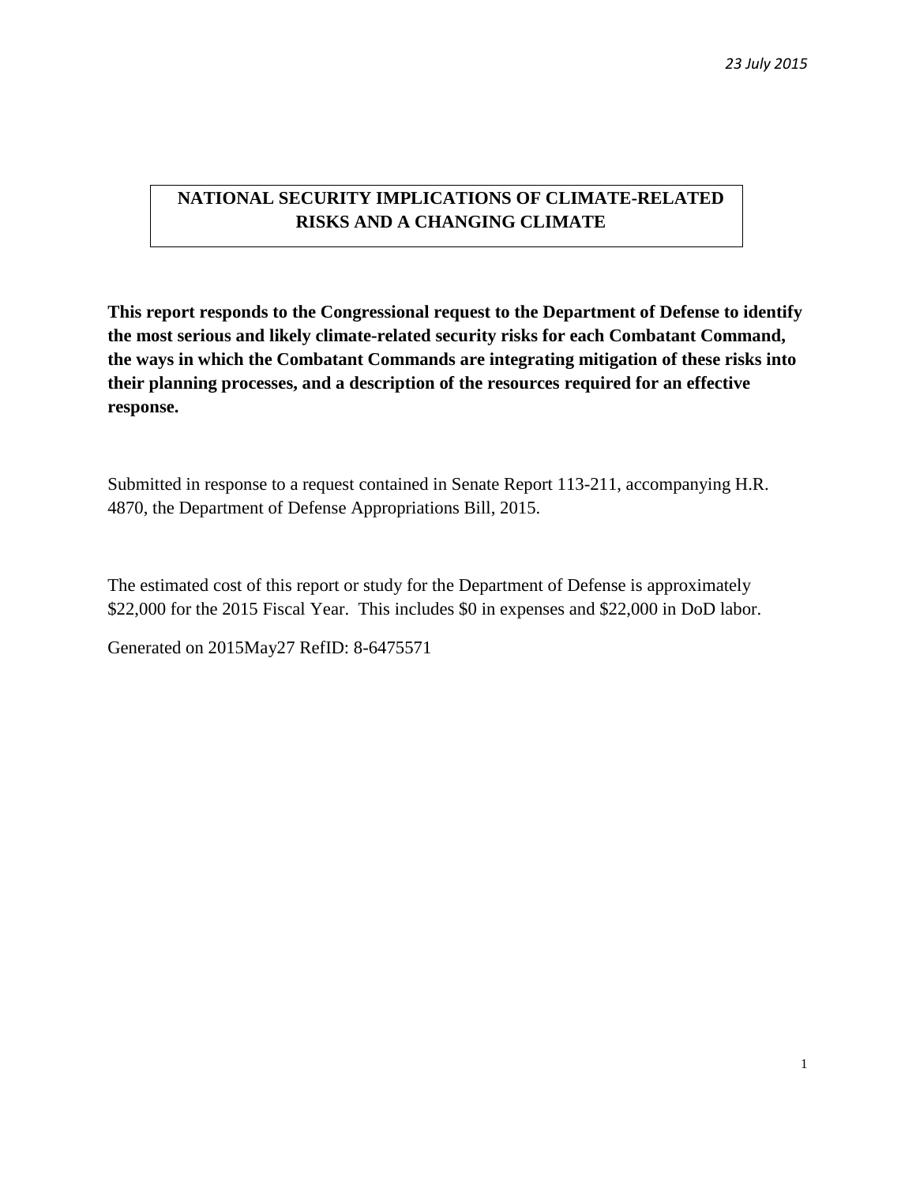*23 July 2015*

# NATIONAL SECURITY IMPLICATIONS OF CLIMATE-RELATED RISKS AND A CHANGING CLIMATE

**This report responds to the Congressional request to the Department of Defense to identify the most serious and likely climate-related security risks for each Combatant Command, the ways in which the Combatant Commands are integrating mitigation of these risks into their planning processes, and a description of the resources required for an effective response.**

Submitted in response to a request contained in Senate Report 113-211, accompanying H.R. 4870, the Department of Defense Appropriations Bill, 2015.

The estimated cost of this report or study for the Department of Defense is approximately $22,000 for the 2015 Fiscal Year. This includes $0 in expenses and $22,000 in DoD labor.

Generated on 2015May27 RefID: 8-6475571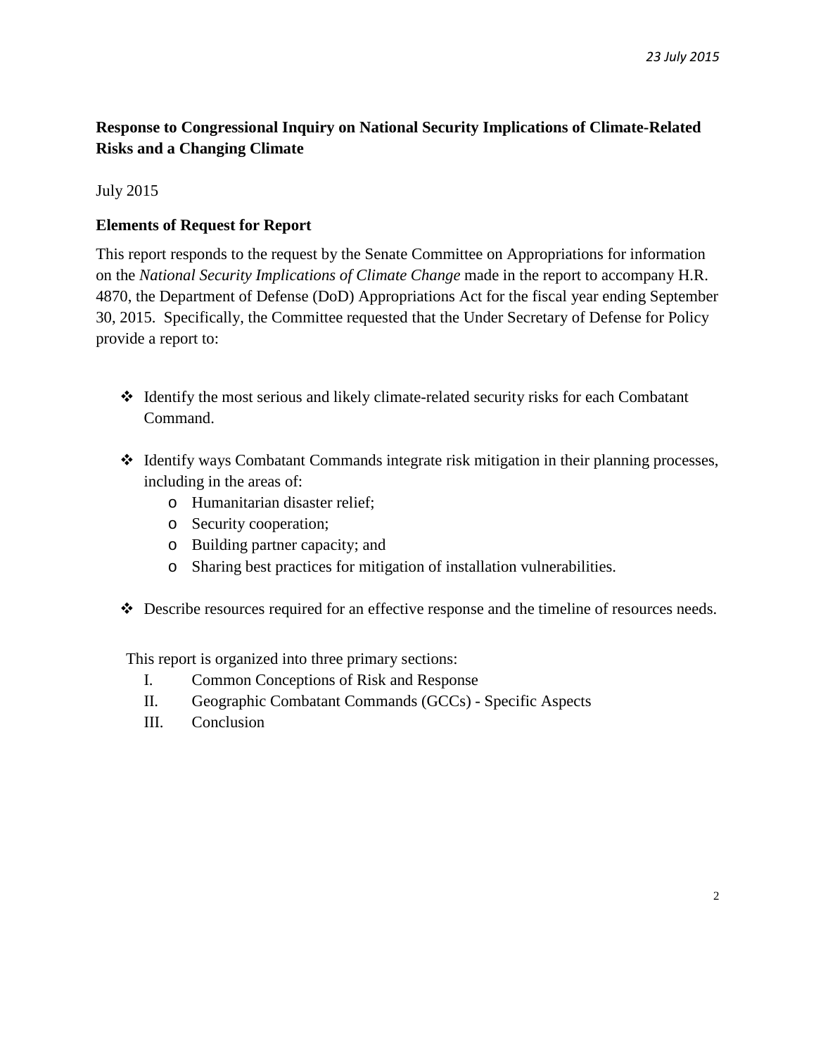## Response to Congressional Inquiry on National Security Implications of Climate-Related Risks and a Changing Climate

July 2015

### Elements of Request for Report

This report responds to the request by the Senate Committee on Appropriations for information on the *National Security Implications of Climate Change* made in the report to accompany H.R. 4870, the Department of Defense (DoD) Appropriations Act for the fiscal year ending September 30, 2015. Specifically, the Committee requested that the Under Secretary of Defense for Policy provide a report to:

- Identify the most serious and likely climate-related security risks for each Combatant Command.
- Identify ways Combatant Commands integrate risk mitigation in their planning processes, including in the areas of:
  - Humanitarian disaster relief;
  - Security cooperation;
  - Building partner capacity; and
  - Sharing best practices for mitigation of installation vulnerabilities.
- Describe resources required for an effective response and the timeline of resources needs.

This report is organized into three primary sections:

I. Common Conceptions of Risk and Response
II. Geographic Combatant Commands (GCCs) - Specific Aspects
III. Conclusion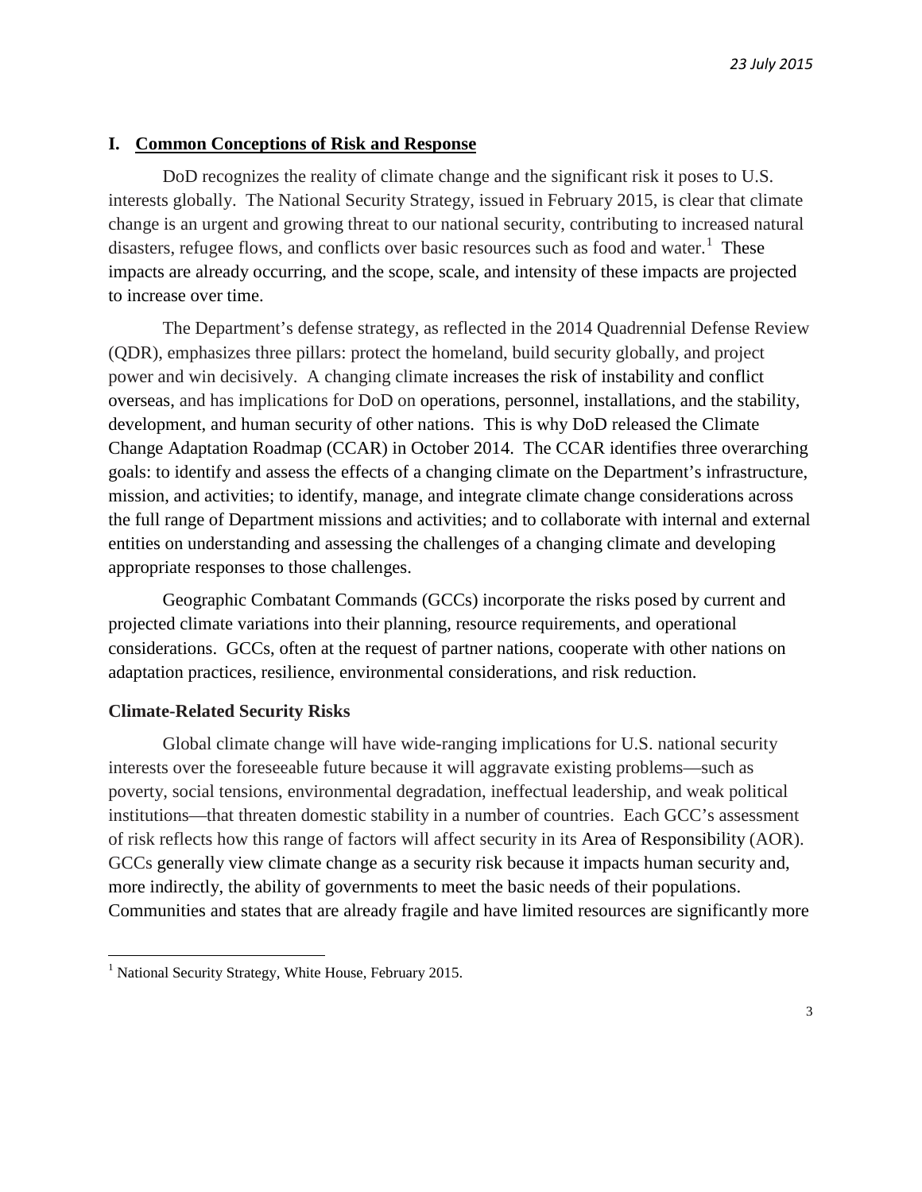## I. Common Conceptions of Risk and Response

DoD recognizes the reality of climate change and the significant risk it poses to U.S. interests globally. The National Security Strategy, issued in February 2015, is clear that climate change is an urgent and growing threat to our national security, contributing to increased natural disasters, refugee flows, and conflicts over basic resources such as food and water.[1] These impacts are already occurring, and the scope, scale, and intensity of these impacts are projected to increase over time.

The Department's defense strategy, as reflected in the 2014 Quadrennial Defense Review (QDR), emphasizes three pillars: protect the homeland, build security globally, and project power and win decisively. A changing climate increases the risk of instability and conflict overseas, and has implications for DoD on operations, personnel, installations, and the stability, development, and human security of other nations. This is why DoD released the Climate Change Adaptation Roadmap (CCAR) in October 2014. The CCAR identifies three overarching goals: to identify and assess the effects of a changing climate on the Department's infrastructure, mission, and activities; to identify, manage, and integrate climate change considerations across the full range of Department missions and activities; and to collaborate with internal and external entities on understanding and assessing the challenges of a changing climate and developing appropriate responses to those challenges.

Geographic Combatant Commands (GCCs) incorporate the risks posed by current and projected climate variations into their planning, resource requirements, and operational considerations. GCCs, often at the request of partner nations, cooperate with other nations on adaptation practices, resilience, environmental considerations, and risk reduction.

### Climate-Related Security Risks

Global climate change will have wide-ranging implications for U.S. national security interests over the foreseeable future because it will aggravate existing problems—such as poverty, social tensions, environmental degradation, ineffectual leadership, and weak political institutions—that threaten domestic stability in a number of countries. Each GCC's assessment of risk reflects how this range of factors will affect security in its Area of Responsibility (AOR). GCCs generally view climate change as a security risk because it impacts human security and, more indirectly, the ability of governments to meet the basic needs of their populations. Communities and states that are already fragile and have limited resources are significantly more

[1] National Security Strategy, White House, February 2015.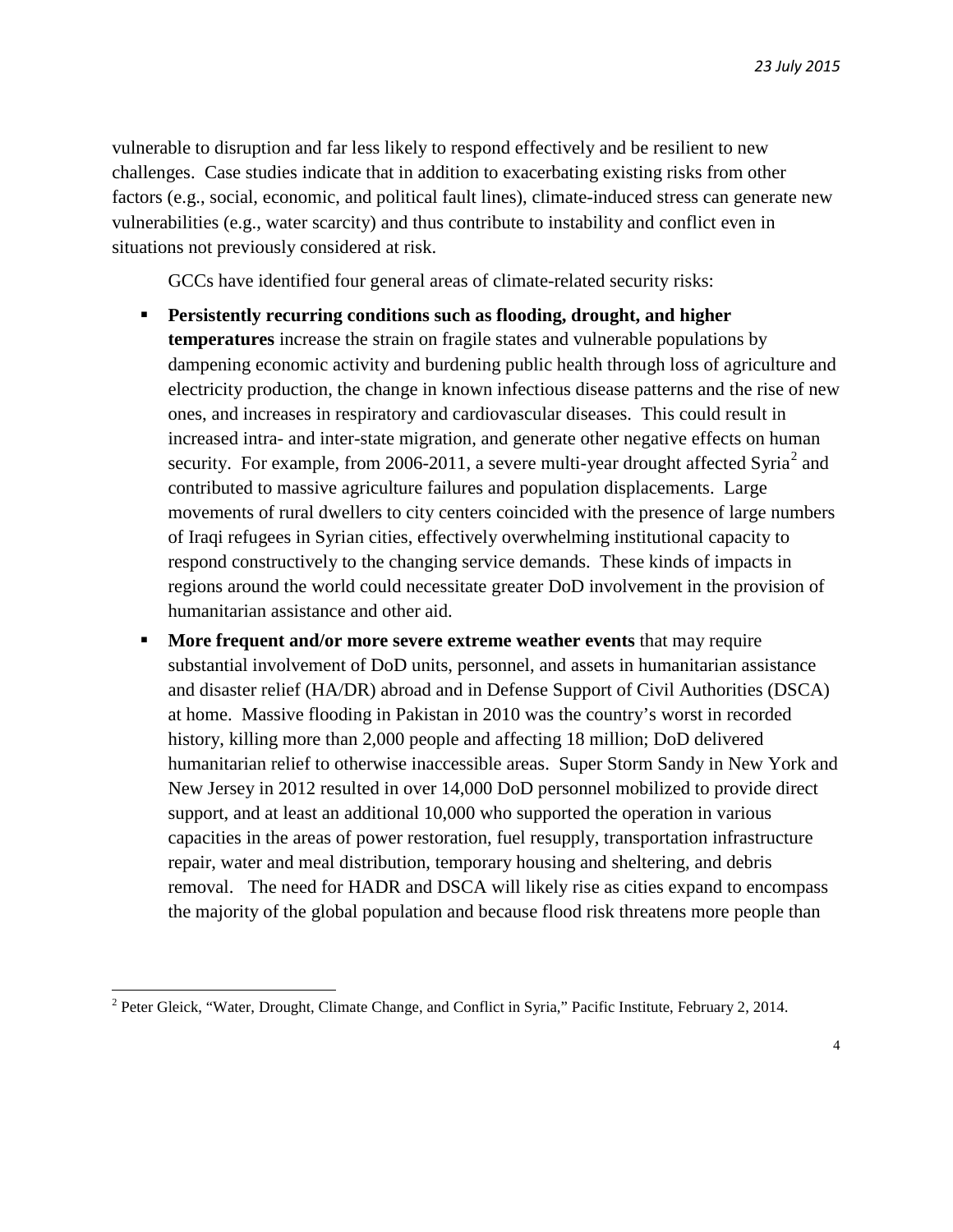vulnerable to disruption and far less likely to respond effectively and be resilient to new challenges. Case studies indicate that in addition to exacerbating existing risks from other factors (e.g., social, economic, and political fault lines), climate-induced stress can generate new vulnerabilities (e.g., water scarcity) and thus contribute to instability and conflict even in situations not previously considered at risk.

GCCs have identified four general areas of climate-related security risks:

- **Persistently recurring conditions such as flooding, drought, and higher temperatures** increase the strain on fragile states and vulnerable populations by dampening economic activity and burdening public health through loss of agriculture and electricity production, the change in known infectious disease patterns and the rise of new ones, and increases in respiratory and cardiovascular diseases. This could result in increased intra- and inter-state migration, and generate other negative effects on human security. For example, from 2006-2011, a severe multi-year drought affected Syria[2] and contributed to massive agriculture failures and population displacements. Large movements of rural dwellers to city centers coincided with the presence of large numbers of Iraqi refugees in Syrian cities, effectively overwhelming institutional capacity to respond constructively to the changing service demands. These kinds of impacts in regions around the world could necessitate greater DoD involvement in the provision of humanitarian assistance and other aid.
- **More frequent and/or more severe extreme weather events** that may require substantial involvement of DoD units, personnel, and assets in humanitarian assistance and disaster relief (HA/DR) abroad and in Defense Support of Civil Authorities (DSCA) at home. Massive flooding in Pakistan in 2010 was the country's worst in recorded history, killing more than 2,000 people and affecting 18 million; DoD delivered humanitarian relief to otherwise inaccessible areas. Super Storm Sandy in New York and New Jersey in 2012 resulted in over 14,000 DoD personnel mobilized to provide direct support, and at least an additional 10,000 who supported the operation in various capacities in the areas of power restoration, fuel resupply, transportation infrastructure repair, water and meal distribution, temporary housing and sheltering, and debris removal. The need for HADR and DSCA will likely rise as cities expand to encompass the majority of the global population and because flood risk threatens more people than

[2] Peter Gleick, "Water, Drought, Climate Change, and Conflict in Syria," Pacific Institute, February 2, 2014.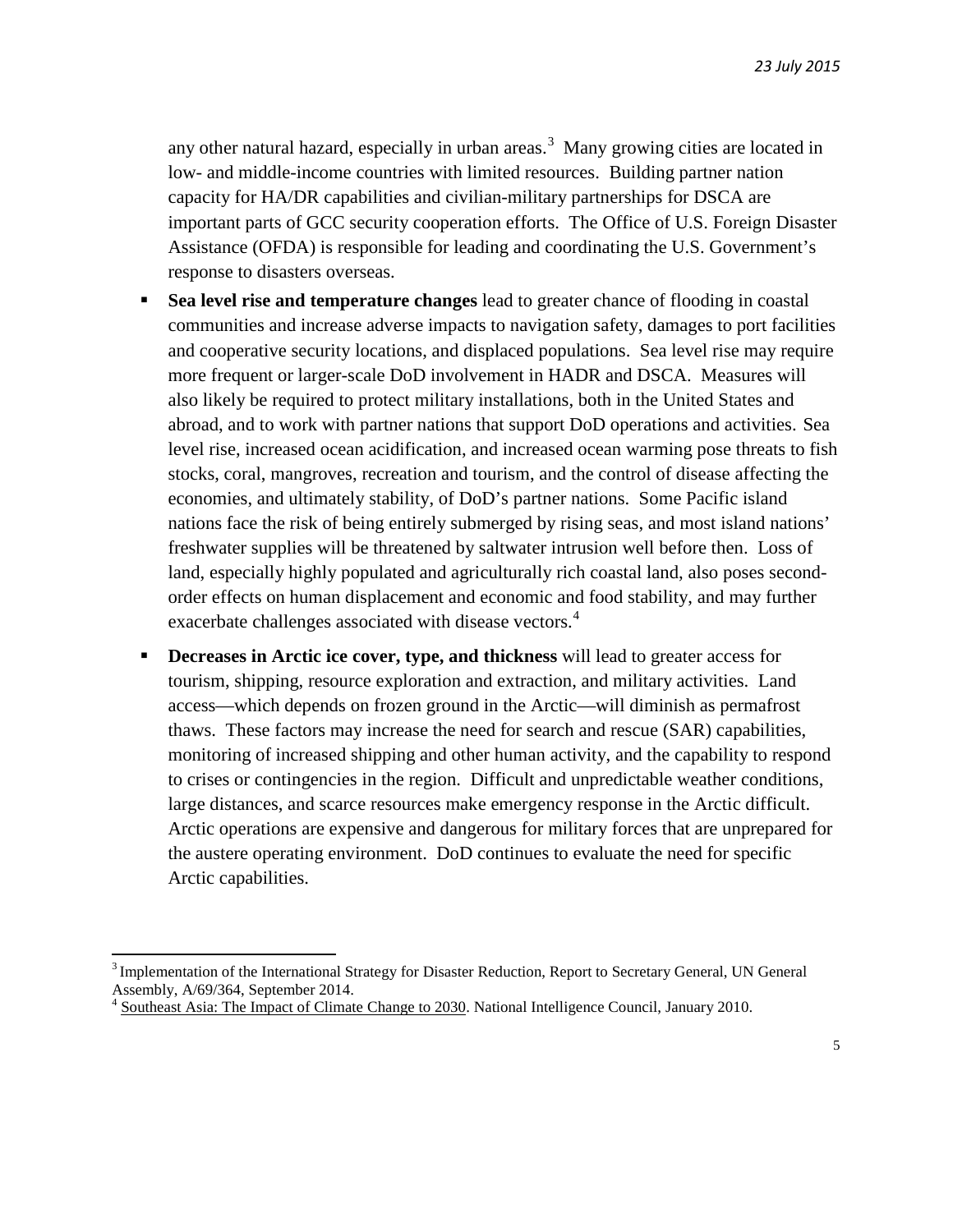any other natural hazard, especially in urban areas.[3] Many growing cities are located in low- and middle-income countries with limited resources. Building partner nation capacity for HA/DR capabilities and civilian-military partnerships for DSCA are important parts of GCC security cooperation efforts. The Office of U.S. Foreign Disaster Assistance (OFDA) is responsible for leading and coordinating the U.S. Government's response to disasters overseas.

- **Sea level rise and temperature changes** lead to greater chance of flooding in coastal communities and increase adverse impacts to navigation safety, damages to port facilities and cooperative security locations, and displaced populations. Sea level rise may require more frequent or larger-scale DoD involvement in HADR and DSCA. Measures will also likely be required to protect military installations, both in the United States and abroad, and to work with partner nations that support DoD operations and activities. Sea level rise, increased ocean acidification, and increased ocean warming pose threats to fish stocks, coral, mangroves, recreation and tourism, and the control of disease affecting the economies, and ultimately stability, of DoD's partner nations. Some Pacific island nations face the risk of being entirely submerged by rising seas, and most island nations' freshwater supplies will be threatened by saltwater intrusion well before then. Loss of land, especially highly populated and agriculturally rich coastal land, also poses second-order effects on human displacement and economic and food stability, and may further exacerbate challenges associated with disease vectors.[4]
- **Decreases in Arctic ice cover, type, and thickness** will lead to greater access for tourism, shipping, resource exploration and extraction, and military activities. Land access—which depends on frozen ground in the Arctic—will diminish as permafrost thaws. These factors may increase the need for search and rescue (SAR) capabilities, monitoring of increased shipping and other human activity, and the capability to respond to crises or contingencies in the region. Difficult and unpredictable weather conditions, large distances, and scarce resources make emergency response in the Arctic difficult. Arctic operations are expensive and dangerous for military forces that are unprepared for the austere operating environment. DoD continues to evaluate the need for specific Arctic capabilities.

---

[3] Implementation of the International Strategy for Disaster Reduction, Report to Secretary General, UN General Assembly, A/69/364, September 2014.

[4] Southeast Asia: The Impact of Climate Change to 2030. National Intelligence Council, January 2010.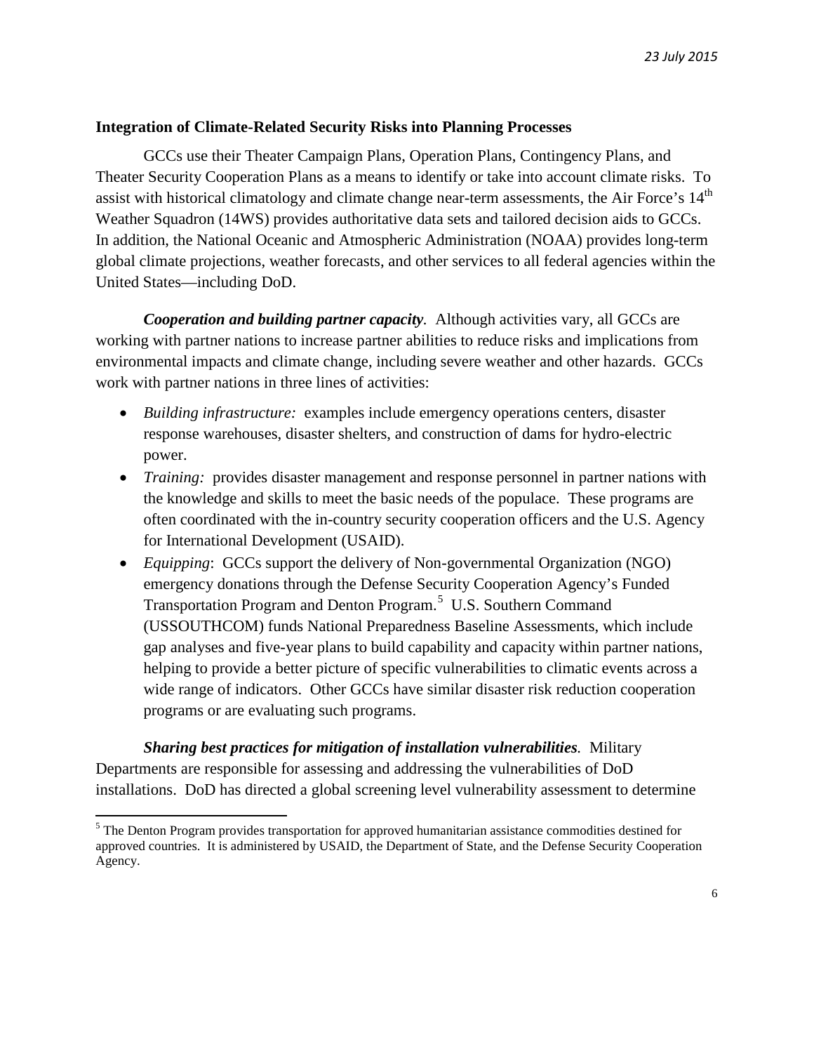**Integration of Climate-Related Security Risks into Planning Processes**

GCCs use their Theater Campaign Plans, Operation Plans, Contingency Plans, and Theater Security Cooperation Plans as a means to identify or take into account climate risks. To assist with historical climatology and climate change near-term assessments, the Air Force's 14th Weather Squadron (14WS) provides authoritative data sets and tailored decision aids to GCCs. In addition, the National Oceanic and Atmospheric Administration (NOAA) provides long-term global climate projections, weather forecasts, and other services to all federal agencies within the United States—including DoD.

***Cooperation and building partner capacity.*** Although activities vary, all GCCs are working with partner nations to increase partner abilities to reduce risks and implications from environmental impacts and climate change, including severe weather and other hazards. GCCs work with partner nations in three lines of activities:

- *Building infrastructure:* examples include emergency operations centers, disaster response warehouses, disaster shelters, and construction of dams for hydro-electric power.
- *Training:* provides disaster management and response personnel in partner nations with the knowledge and skills to meet the basic needs of the populace. These programs are often coordinated with the in-country security cooperation officers and the U.S. Agency for International Development (USAID).
- *Equipping*: GCCs support the delivery of Non-governmental Organization (NGO) emergency donations through the Defense Security Cooperation Agency's Funded Transportation Program and Denton Program.[5] U.S. Southern Command (USSOUTHCOM) funds National Preparedness Baseline Assessments, which include gap analyses and five-year plans to build capability and capacity within partner nations, helping to provide a better picture of specific vulnerabilities to climatic events across a wide range of indicators. Other GCCs have similar disaster risk reduction cooperation programs or are evaluating such programs.

***Sharing best practices for mitigation of installation vulnerabilities.*** Military Departments are responsible for assessing and addressing the vulnerabilities of DoD installations. DoD has directed a global screening level vulnerability assessment to determine

[5] The Denton Program provides transportation for approved humanitarian assistance commodities destined for approved countries. It is administered by USAID, the Department of State, and the Defense Security Cooperation Agency.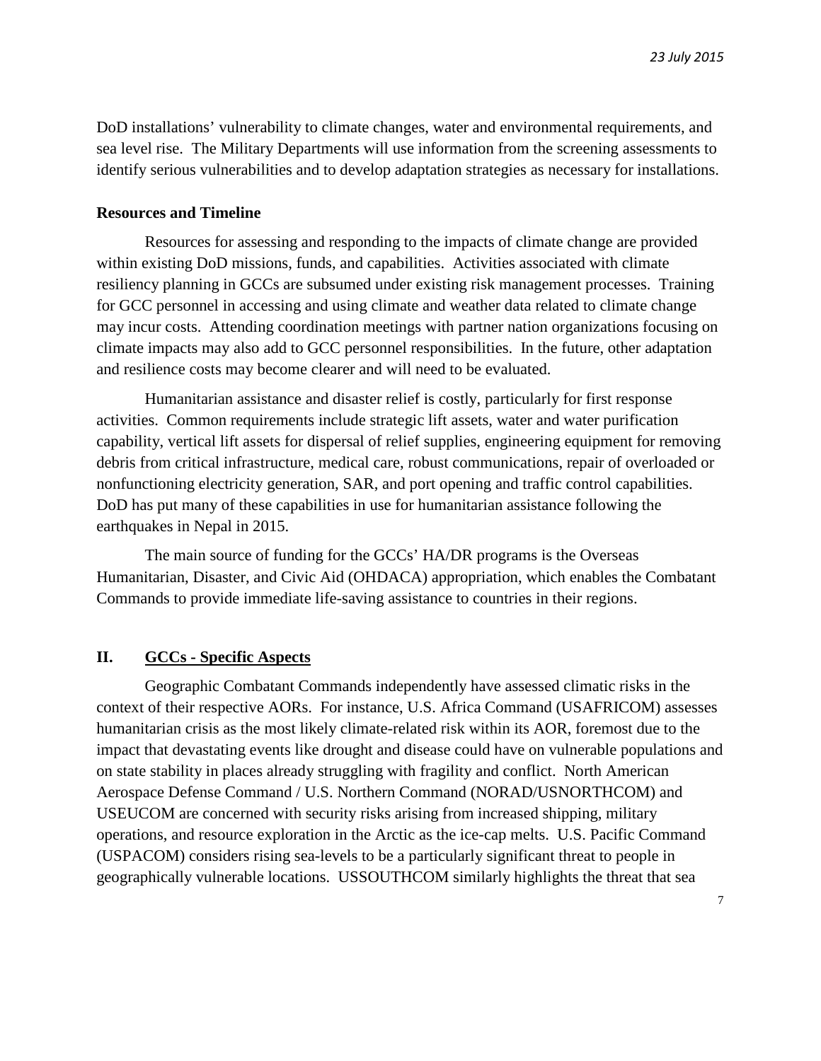DoD installations' vulnerability to climate changes, water and environmental requirements, and sea level rise. The Military Departments will use information from the screening assessments to identify serious vulnerabilities and to develop adaptation strategies as necessary for installations.

**Resources and Timeline**

Resources for assessing and responding to the impacts of climate change are provided within existing DoD missions, funds, and capabilities. Activities associated with climate resiliency planning in GCCs are subsumed under existing risk management processes. Training for GCC personnel in accessing and using climate and weather data related to climate change may incur costs. Attending coordination meetings with partner nation organizations focusing on climate impacts may also add to GCC personnel responsibilities. In the future, other adaptation and resilience costs may become clearer and will need to be evaluated.

Humanitarian assistance and disaster relief is costly, particularly for first response activities. Common requirements include strategic lift assets, water and water purification capability, vertical lift assets for dispersal of relief supplies, engineering equipment for removing debris from critical infrastructure, medical care, robust communications, repair of overloaded or nonfunctioning electricity generation, SAR, and port opening and traffic control capabilities. DoD has put many of these capabilities in use for humanitarian assistance following the earthquakes in Nepal in 2015.

The main source of funding for the GCCs' HA/DR programs is the Overseas Humanitarian, Disaster, and Civic Aid (OHDACA) appropriation, which enables the Combatant Commands to provide immediate life-saving assistance to countries in their regions.

## II. GCCs - Specific Aspects

Geographic Combatant Commands independently have assessed climatic risks in the context of their respective AORs. For instance, U.S. Africa Command (USAFRICOM) assesses humanitarian crisis as the most likely climate-related risk within its AOR, foremost due to the impact that devastating events like drought and disease could have on vulnerable populations and on state stability in places already struggling with fragility and conflict. North American Aerospace Defense Command / U.S. Northern Command (NORAD/USNORTHCOM) and USEUCOM are concerned with security risks arising from increased shipping, military operations, and resource exploration in the Arctic as the ice-cap melts. U.S. Pacific Command (USPACOM) considers rising sea-levels to be a particularly significant threat to people in geographically vulnerable locations. USSOUTHCOM similarly highlights the threat that sea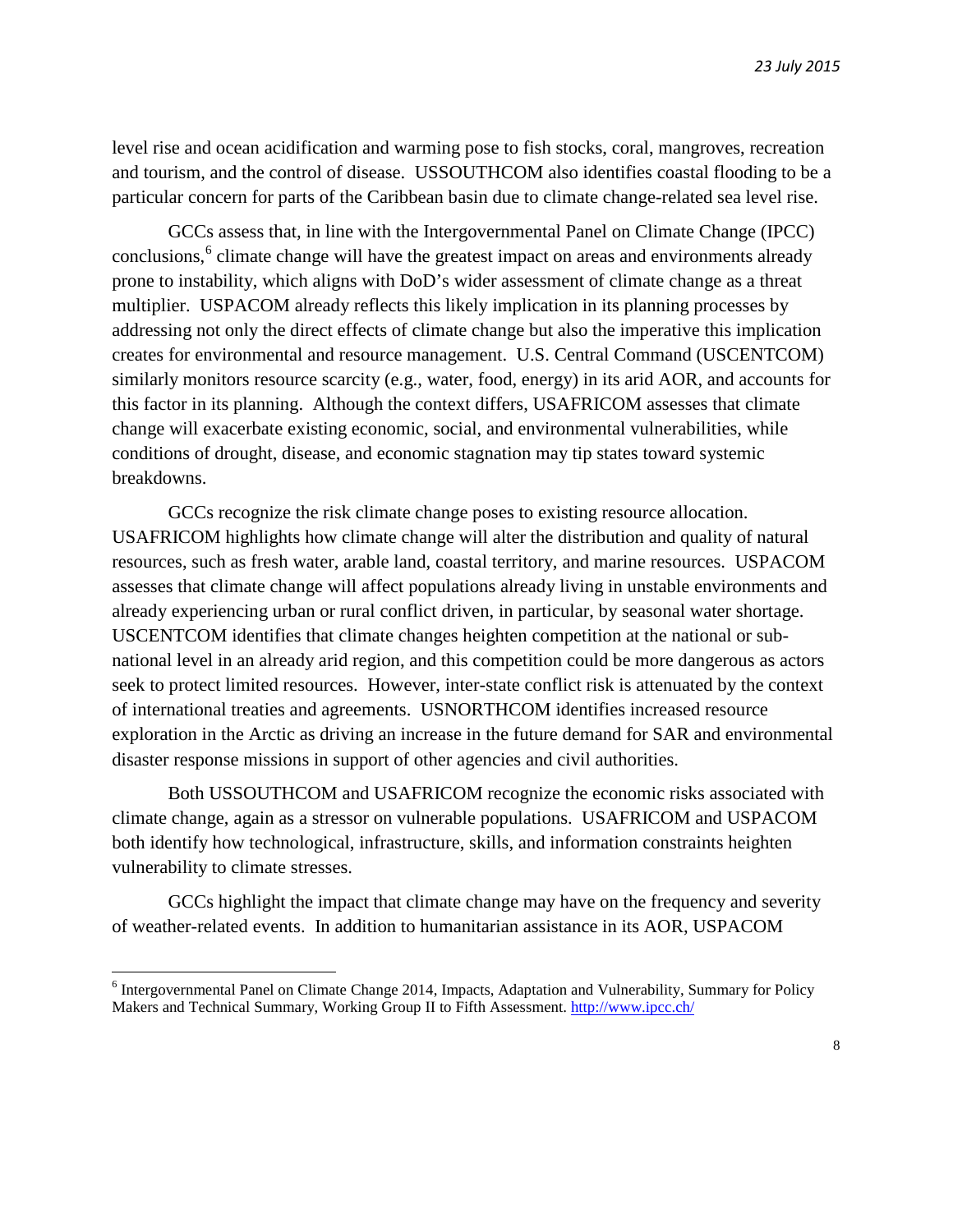level rise and ocean acidification and warming pose to fish stocks, coral, mangroves, recreation and tourism, and the control of disease. USSOUTHCOM also identifies coastal flooding to be a particular concern for parts of the Caribbean basin due to climate change-related sea level rise.

GCCs assess that, in line with the Intergovernmental Panel on Climate Change (IPCC) conclusions,[6] climate change will have the greatest impact on areas and environments already prone to instability, which aligns with DoD's wider assessment of climate change as a threat multiplier. USPACOM already reflects this likely implication in its planning processes by addressing not only the direct effects of climate change but also the imperative this implication creates for environmental and resource management. U.S. Central Command (USCENTCOM) similarly monitors resource scarcity (e.g., water, food, energy) in its arid AOR, and accounts for this factor in its planning. Although the context differs, USAFRICOM assesses that climate change will exacerbate existing economic, social, and environmental vulnerabilities, while conditions of drought, disease, and economic stagnation may tip states toward systemic breakdowns.

GCCs recognize the risk climate change poses to existing resource allocation. USAFRICOM highlights how climate change will alter the distribution and quality of natural resources, such as fresh water, arable land, coastal territory, and marine resources. USPACOM assesses that climate change will affect populations already living in unstable environments and already experiencing urban or rural conflict driven, in particular, by seasonal water shortage. USCENTCOM identifies that climate changes heighten competition at the national or sub-national level in an already arid region, and this competition could be more dangerous as actors seek to protect limited resources. However, inter-state conflict risk is attenuated by the context of international treaties and agreements. USNORTHCOM identifies increased resource exploration in the Arctic as driving an increase in the future demand for SAR and environmental disaster response missions in support of other agencies and civil authorities.

Both USSOUTHCOM and USAFRICOM recognize the economic risks associated with climate change, again as a stressor on vulnerable populations. USAFRICOM and USPACOM both identify how technological, infrastructure, skills, and information constraints heighten vulnerability to climate stresses.

GCCs highlight the impact that climate change may have on the frequency and severity of weather-related events. In addition to humanitarian assistance in its AOR, USPACOM

[6] Intergovernmental Panel on Climate Change 2014, Impacts, Adaptation and Vulnerability, Summary for Policy Makers and Technical Summary, Working Group II to Fifth Assessment. http://www.ipcc.ch/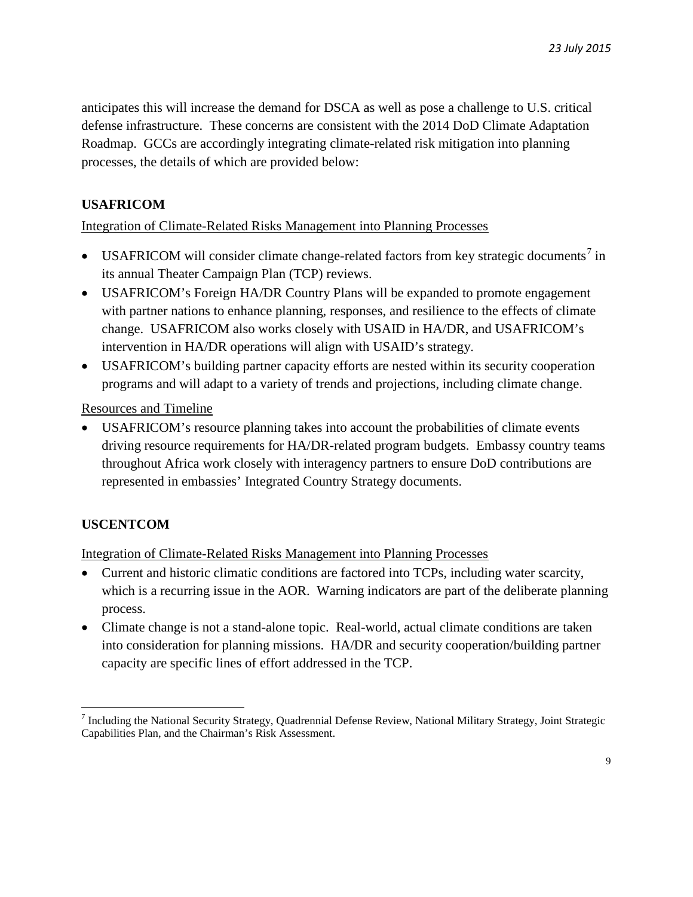anticipates this will increase the demand for DSCA as well as pose a challenge to U.S. critical defense infrastructure. These concerns are consistent with the 2014 DoD Climate Adaptation Roadmap. GCCs are accordingly integrating climate-related risk mitigation into planning processes, the details of which are provided below:

### USAFRICOM

Integration of Climate-Related Risks Management into Planning Processes

- USAFRICOM will consider climate change-related factors from key strategic documents[7] in its annual Theater Campaign Plan (TCP) reviews.
- USAFRICOM's Foreign HA/DR Country Plans will be expanded to promote engagement with partner nations to enhance planning, responses, and resilience to the effects of climate change. USAFRICOM also works closely with USAID in HA/DR, and USAFRICOM's intervention in HA/DR operations will align with USAID's strategy.
- USAFRICOM's building partner capacity efforts are nested within its security cooperation programs and will adapt to a variety of trends and projections, including climate change.

Resources and Timeline

- USAFRICOM's resource planning takes into account the probabilities of climate events driving resource requirements for HA/DR-related program budgets. Embassy country teams throughout Africa work closely with interagency partners to ensure DoD contributions are represented in embassies' Integrated Country Strategy documents.

### USCENTCOM

Integration of Climate-Related Risks Management into Planning Processes

- Current and historic climatic conditions are factored into TCPs, including water scarcity, which is a recurring issue in the AOR. Warning indicators are part of the deliberate planning process.
- Climate change is not a stand-alone topic. Real-world, actual climate conditions are taken into consideration for planning missions. HA/DR and security cooperation/building partner capacity are specific lines of effort addressed in the TCP.

[7] Including the National Security Strategy, Quadrennial Defense Review, National Military Strategy, Joint Strategic Capabilities Plan, and the Chairman's Risk Assessment.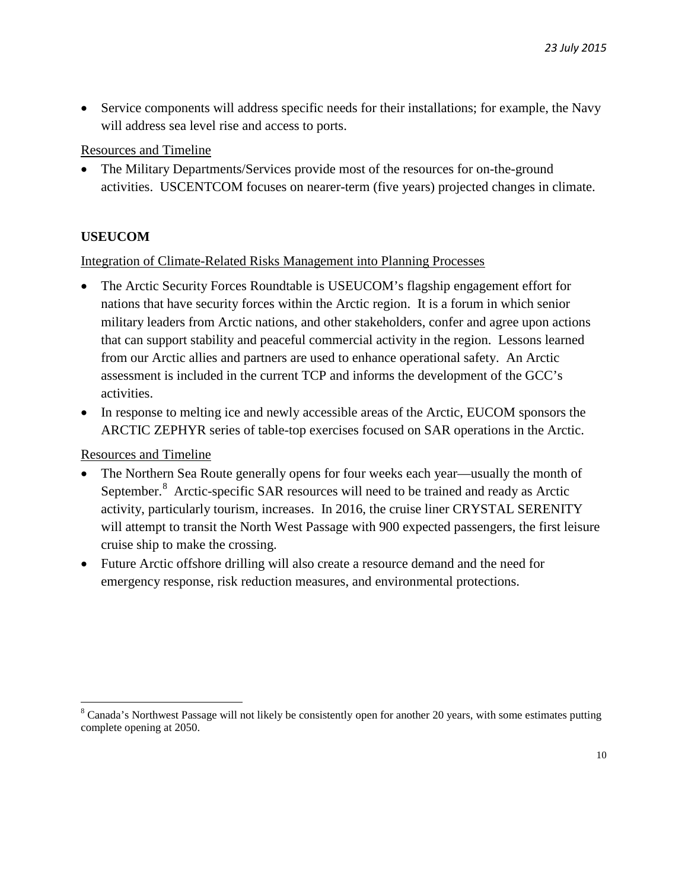- Service components will address specific needs for their installations; for example, the Navy will address sea level rise and access to ports.

Resources and Timeline

- The Military Departments/Services provide most of the resources for on-the-ground activities. USCENTCOM focuses on nearer-term (five years) projected changes in climate.

**USEUCOM**

Integration of Climate-Related Risks Management into Planning Processes

- The Arctic Security Forces Roundtable is USEUCOM's flagship engagement effort for nations that have security forces within the Arctic region. It is a forum in which senior military leaders from Arctic nations, and other stakeholders, confer and agree upon actions that can support stability and peaceful commercial activity in the region. Lessons learned from our Arctic allies and partners are used to enhance operational safety. An Arctic assessment is included in the current TCP and informs the development of the GCC's activities.
- In response to melting ice and newly accessible areas of the Arctic, EUCOM sponsors the ARCTIC ZEPHYR series of table-top exercises focused on SAR operations in the Arctic.

Resources and Timeline

- The Northern Sea Route generally opens for four weeks each year—usually the month of September.[8] Arctic-specific SAR resources will need to be trained and ready as Arctic activity, particularly tourism, increases. In 2016, the cruise liner CRYSTAL SERENITY will attempt to transit the North West Passage with 900 expected passengers, the first leisure cruise ship to make the crossing.
- Future Arctic offshore drilling will also create a resource demand and the need for emergency response, risk reduction measures, and environmental protections.

[8] Canada's Northwest Passage will not likely be consistently open for another 20 years, with some estimates putting complete opening at 2050.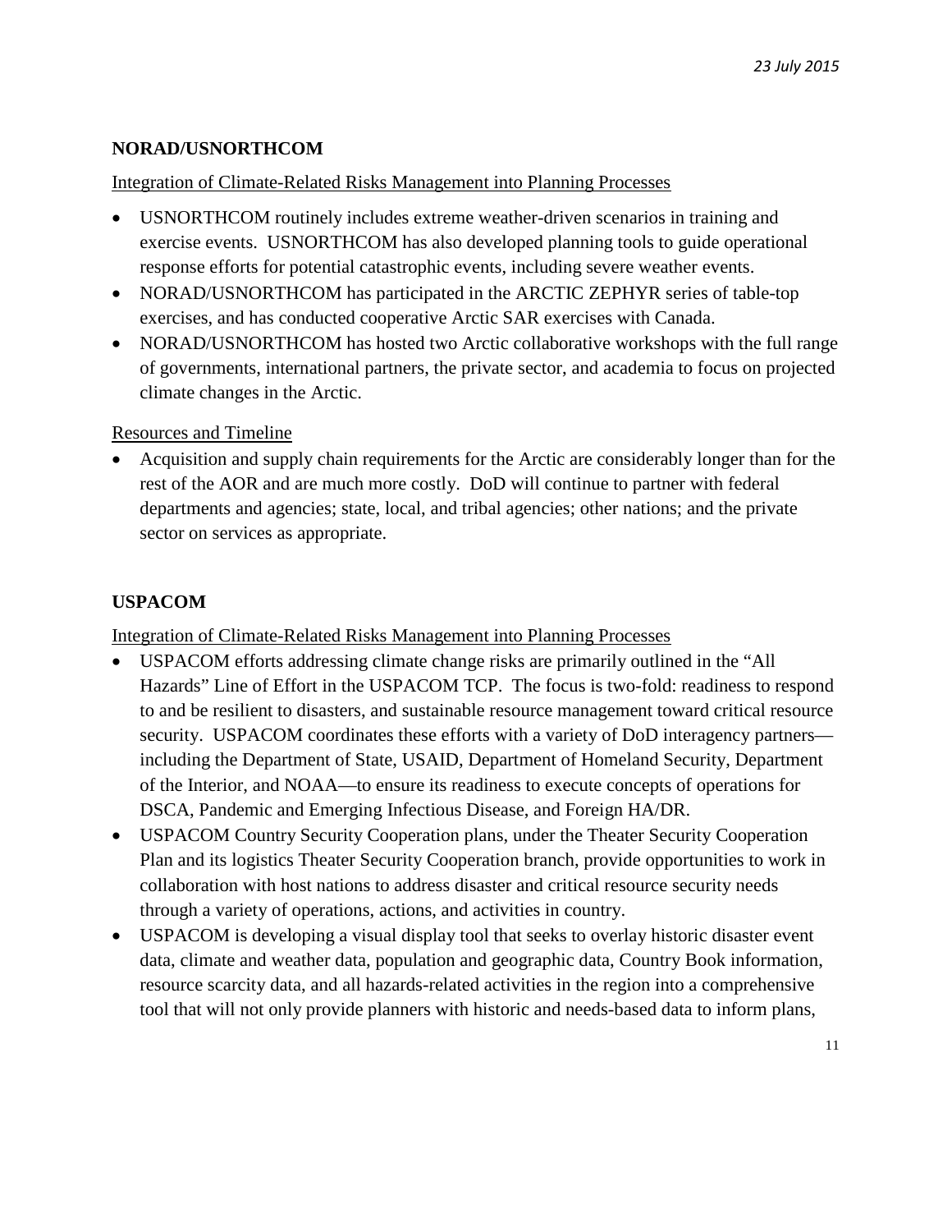## NORAD/USNORTHCOM

Integration of Climate-Related Risks Management into Planning Processes

- USNORTHCOM routinely includes extreme weather-driven scenarios in training and exercise events. USNORTHCOM has also developed planning tools to guide operational response efforts for potential catastrophic events, including severe weather events.
- NORAD/USNORTHCOM has participated in the ARCTIC ZEPHYR series of table-top exercises, and has conducted cooperative Arctic SAR exercises with Canada.
- NORAD/USNORTHCOM has hosted two Arctic collaborative workshops with the full range of governments, international partners, the private sector, and academia to focus on projected climate changes in the Arctic.

Resources and Timeline

- Acquisition and supply chain requirements for the Arctic are considerably longer than for the rest of the AOR and are much more costly. DoD will continue to partner with federal departments and agencies; state, local, and tribal agencies; other nations; and the private sector on services as appropriate.

## USPACOM

Integration of Climate-Related Risks Management into Planning Processes

- USPACOM efforts addressing climate change risks are primarily outlined in the "All Hazards" Line of Effort in the USPACOM TCP. The focus is two-fold: readiness to respond to and be resilient to disasters, and sustainable resource management toward critical resource security. USPACOM coordinates these efforts with a variety of DoD interagency partners—including the Department of State, USAID, Department of Homeland Security, Department of the Interior, and NOAA—to ensure its readiness to execute concepts of operations for DSCA, Pandemic and Emerging Infectious Disease, and Foreign HA/DR.
- USPACOM Country Security Cooperation plans, under the Theater Security Cooperation Plan and its logistics Theater Security Cooperation branch, provide opportunities to work in collaboration with host nations to address disaster and critical resource security needs through a variety of operations, actions, and activities in country.
- USPACOM is developing a visual display tool that seeks to overlay historic disaster event data, climate and weather data, population and geographic data, Country Book information, resource scarcity data, and all hazards-related activities in the region into a comprehensive tool that will not only provide planners with historic and needs-based data to inform plans,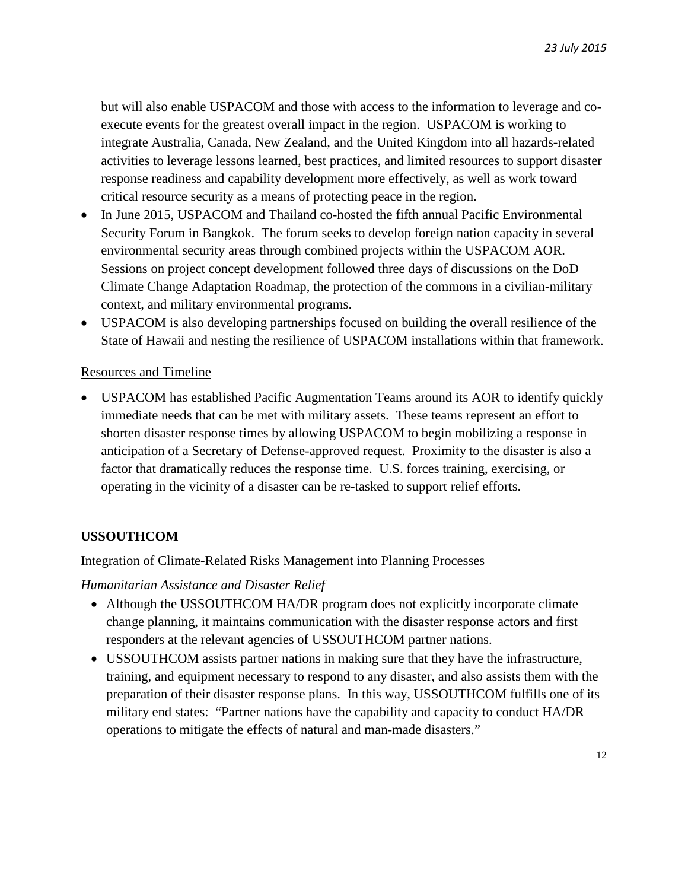but will also enable USPACOM and those with access to the information to leverage and co-execute events for the greatest overall impact in the region. USPACOM is working to integrate Australia, Canada, New Zealand, and the United Kingdom into all hazards-related activities to leverage lessons learned, best practices, and limited resources to support disaster response readiness and capability development more effectively, as well as work toward critical resource security as a means of protecting peace in the region.

- In June 2015, USPACOM and Thailand co-hosted the fifth annual Pacific Environmental Security Forum in Bangkok. The forum seeks to develop foreign nation capacity in several environmental security areas through combined projects within the USPACOM AOR. Sessions on project concept development followed three days of discussions on the DoD Climate Change Adaptation Roadmap, the protection of the commons in a civilian-military context, and military environmental programs.
- USPACOM is also developing partnerships focused on building the overall resilience of the State of Hawaii and nesting the resilience of USPACOM installations within that framework.

Resources and Timeline

- USPACOM has established Pacific Augmentation Teams around its AOR to identify quickly immediate needs that can be met with military assets. These teams represent an effort to shorten disaster response times by allowing USPACOM to begin mobilizing a response in anticipation of a Secretary of Defense-approved request. Proximity to the disaster is also a factor that dramatically reduces the response time. U.S. forces training, exercising, or operating in the vicinity of a disaster can be re-tasked to support relief efforts.

## USSOUTHCOM

Integration of Climate-Related Risks Management into Planning Processes

*Humanitarian Assistance and Disaster Relief*

- Although the USSOUTHCOM HA/DR program does not explicitly incorporate climate change planning, it maintains communication with the disaster response actors and first responders at the relevant agencies of USSOUTHCOM partner nations.
- USSOUTHCOM assists partner nations in making sure that they have the infrastructure, training, and equipment necessary to respond to any disaster, and also assists them with the preparation of their disaster response plans. In this way, USSOUTHCOM fulfills one of its military end states: "Partner nations have the capability and capacity to conduct HA/DR operations to mitigate the effects of natural and man-made disasters."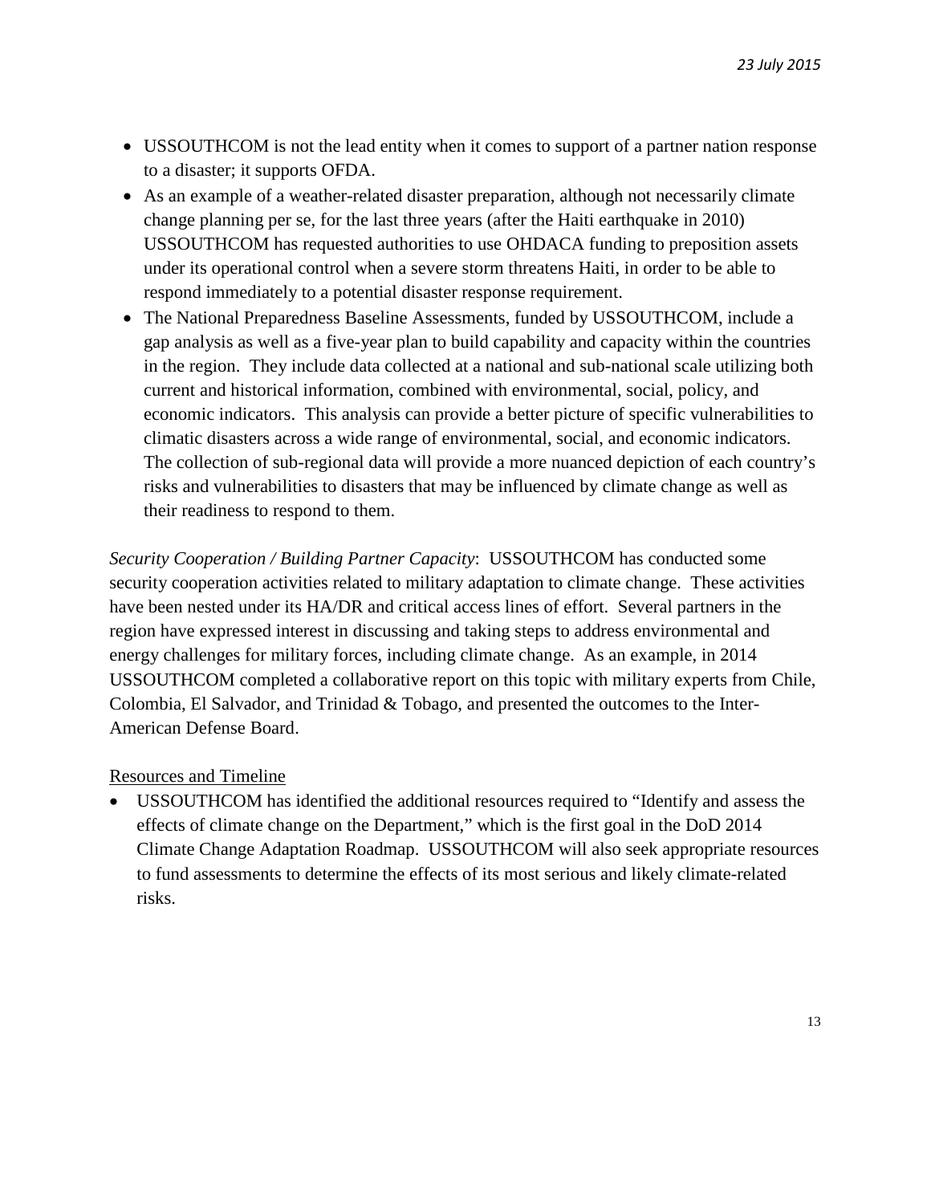- USSOUTHCOM is not the lead entity when it comes to support of a partner nation response to a disaster; it supports OFDA.
- As an example of a weather-related disaster preparation, although not necessarily climate change planning per se, for the last three years (after the Haiti earthquake in 2010) USSOUTHCOM has requested authorities to use OHDACA funding to preposition assets under its operational control when a severe storm threatens Haiti, in order to be able to respond immediately to a potential disaster response requirement.
- The National Preparedness Baseline Assessments, funded by USSOUTHCOM, include a gap analysis as well as a five-year plan to build capability and capacity within the countries in the region. They include data collected at a national and sub-national scale utilizing both current and historical information, combined with environmental, social, policy, and economic indicators. This analysis can provide a better picture of specific vulnerabilities to climatic disasters across a wide range of environmental, social, and economic indicators. The collection of sub-regional data will provide a more nuanced depiction of each country's risks and vulnerabilities to disasters that may be influenced by climate change as well as their readiness to respond to them.

*Security Cooperation / Building Partner Capacity*: USSOUTHCOM has conducted some security cooperation activities related to military adaptation to climate change. These activities have been nested under its HA/DR and critical access lines of effort. Several partners in the region have expressed interest in discussing and taking steps to address environmental and energy challenges for military forces, including climate change. As an example, in 2014 USSOUTHCOM completed a collaborative report on this topic with military experts from Chile, Colombia, El Salvador, and Trinidad & Tobago, and presented the outcomes to the Inter-American Defense Board.

<u>Resources and Timeline</u>

- USSOUTHCOM has identified the additional resources required to "Identify and assess the effects of climate change on the Department," which is the first goal in the DoD 2014 Climate Change Adaptation Roadmap. USSOUTHCOM will also seek appropriate resources to fund assessments to determine the effects of its most serious and likely climate-related risks.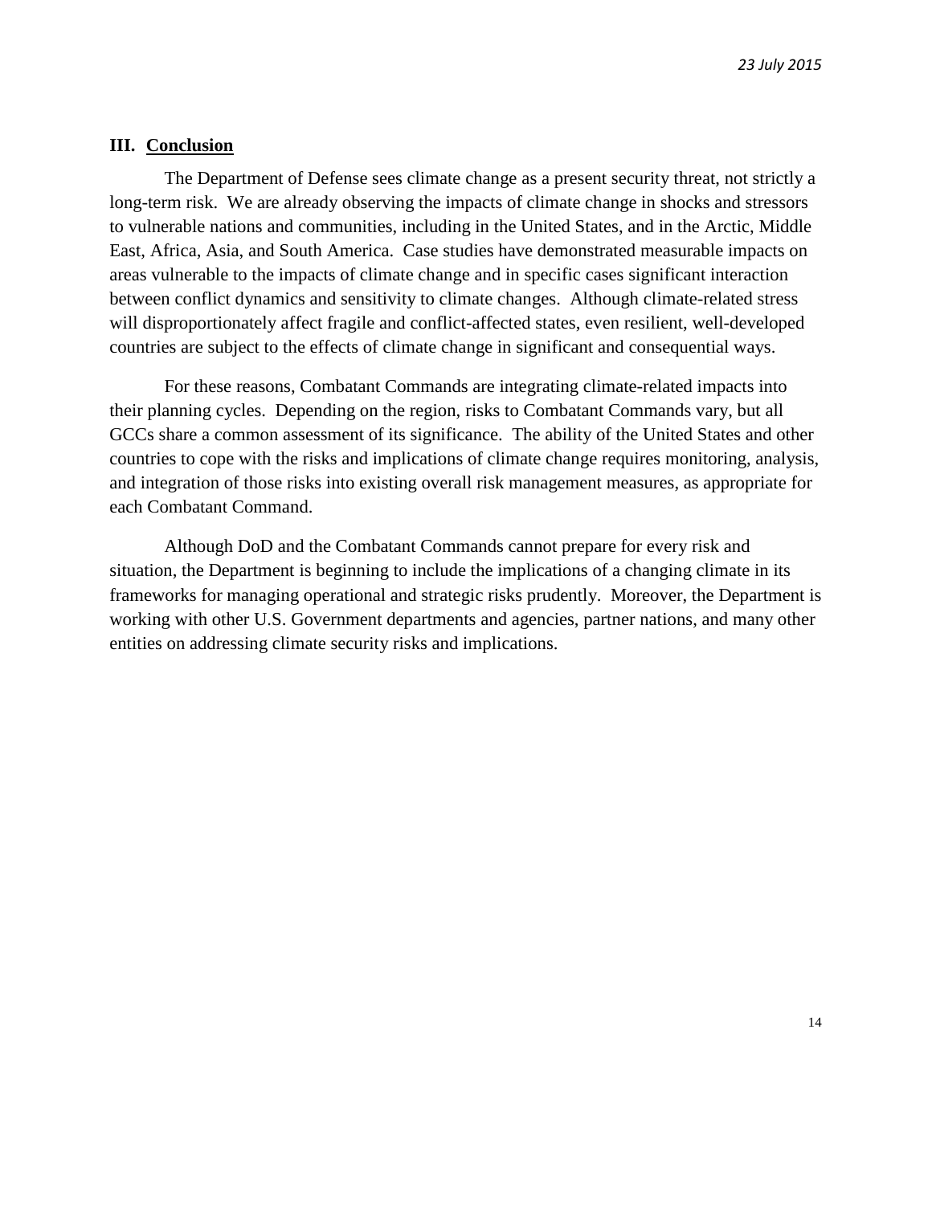## III. Conclusion

The Department of Defense sees climate change as a present security threat, not strictly a long-term risk. We are already observing the impacts of climate change in shocks and stressors to vulnerable nations and communities, including in the United States, and in the Arctic, Middle East, Africa, Asia, and South America. Case studies have demonstrated measurable impacts on areas vulnerable to the impacts of climate change and in specific cases significant interaction between conflict dynamics and sensitivity to climate changes. Although climate-related stress will disproportionately affect fragile and conflict-affected states, even resilient, well-developed countries are subject to the effects of climate change in significant and consequential ways.

For these reasons, Combatant Commands are integrating climate-related impacts into their planning cycles. Depending on the region, risks to Combatant Commands vary, but all GCCs share a common assessment of its significance. The ability of the United States and other countries to cope with the risks and implications of climate change requires monitoring, analysis, and integration of those risks into existing overall risk management measures, as appropriate for each Combatant Command.

Although DoD and the Combatant Commands cannot prepare for every risk and situation, the Department is beginning to include the implications of a changing climate in its frameworks for managing operational and strategic risks prudently. Moreover, the Department is working with other U.S. Government departments and agencies, partner nations, and many other entities on addressing climate security risks and implications.